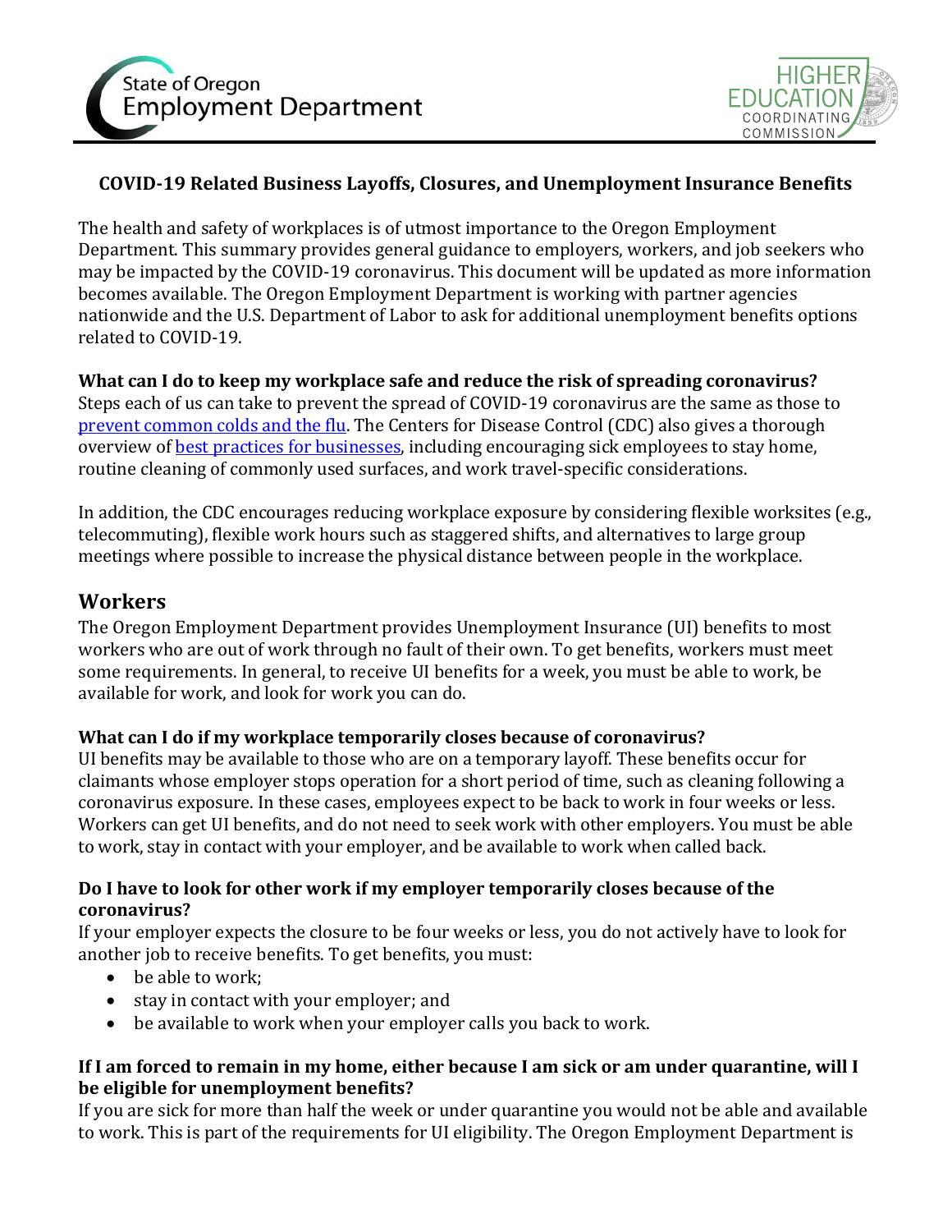State of Oregon Employment Department

HIGHER EDUCATION COORDINATING COMMISSION

**COVID-19 Related Business Layoffs, Closures, and Unemployment Insurance Benefits**

The health and safety of workplaces is of utmost importance to the Oregon Employment Department. This summary provides general guidance to employers, workers, and job seekers who may be impacted by the COVID-19 coronavirus. This document will be updated as more information becomes available. The Oregon Employment Department is working with partner agencies nationwide and the U.S. Department of Labor to ask for additional unemployment benefits options related to COVID-19.

**What can I do to keep my workplace safe and reduce the risk of spreading coronavirus?**

Steps each of us can take to prevent the spread of COVID-19 coronavirus are the same as those to prevent common colds and the flu. The Centers for Disease Control (CDC) also gives a thorough overview of best practices for businesses, including encouraging sick employees to stay home, routine cleaning of commonly used surfaces, and work travel-specific considerations.

In addition, the CDC encourages reducing workplace exposure by considering flexible worksites (e.g., telecommuting), flexible work hours such as staggered shifts, and alternatives to large group meetings where possible to increase the physical distance between people in the workplace.

## Workers

The Oregon Employment Department provides Unemployment Insurance (UI) benefits to most workers who are out of work through no fault of their own. To get benefits, workers must meet some requirements. In general, to receive UI benefits for a week, you must be able to work, be available for work, and look for work you can do.

**What can I do if my workplace temporarily closes because of coronavirus?**

UI benefits may be available to those who are on a temporary layoff. These benefits occur for claimants whose employer stops operation for a short period of time, such as cleaning following a coronavirus exposure. In these cases, employees expect to be back to work in four weeks or less. Workers can get UI benefits, and do not need to seek work with other employers. You must be able to work, stay in contact with your employer, and be available to work when called back.

**Do I have to look for other work if my employer temporarily closes because of the coronavirus?**

If your employer expects the closure to be four weeks or less, you do not actively have to look for another job to receive benefits. To get benefits, you must:

- be able to work;
- stay in contact with your employer; and
- be available to work when your employer calls you back to work.

**If I am forced to remain in my home, either because I am sick or am under quarantine, will I be eligible for unemployment benefits?**

If you are sick for more than half the week or under quarantine you would not be able and available to work. This is part of the requirements for UI eligibility. The Oregon Employment Department is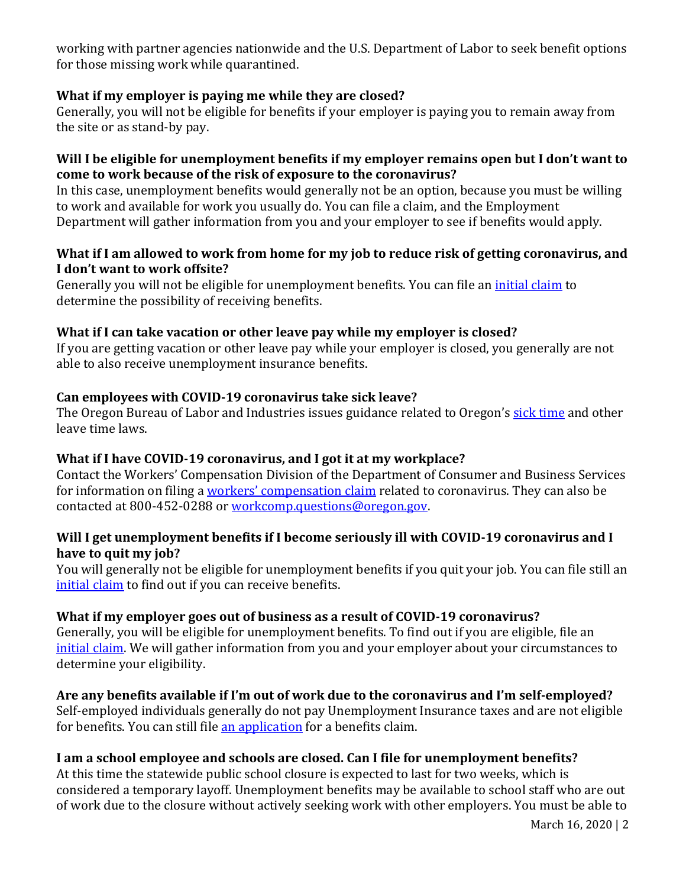working with partner agencies nationwide and the U.S. Department of Labor to seek benefit options for those missing work while quarantined.

**What if my employer is paying me while they are closed?**
Generally, you will not be eligible for benefits if your employer is paying you to remain away from the site or as stand-by pay.

**Will I be eligible for unemployment benefits if my employer remains open but I don't want to come to work because of the risk of exposure to the coronavirus?**
In this case, unemployment benefits would generally not be an option, because you must be willing to work and available for work you usually do. You can file a claim, and the Employment Department will gather information from you and your employer to see if benefits would apply.

**What if I am allowed to work from home for my job to reduce risk of getting coronavirus, and I don't want to work offsite?**
Generally you will not be eligible for unemployment benefits. You can file an initial claim to determine the possibility of receiving benefits.

**What if I can take vacation or other leave pay while my employer is closed?**
If you are getting vacation or other leave pay while your employer is closed, you generally are not able to also receive unemployment insurance benefits.

**Can employees with COVID-19 coronavirus take sick leave?**
The Oregon Bureau of Labor and Industries issues guidance related to Oregon's sick time and other leave time laws.

**What if I have COVID-19 coronavirus, and I got it at my workplace?**
Contact the Workers' Compensation Division of the Department of Consumer and Business Services for information on filing a workers' compensation claim related to coronavirus. They can also be contacted at 800-452-0288 or workcomp.questions@oregon.gov.

**Will I get unemployment benefits if I become seriously ill with COVID-19 coronavirus and I have to quit my job?**
You will generally not be eligible for unemployment benefits if you quit your job. You can file still an initial claim to find out if you can receive benefits.

**What if my employer goes out of business as a result of COVID-19 coronavirus?**
Generally, you will be eligible for unemployment benefits. To find out if you are eligible, file an initial claim. We will gather information from you and your employer about your circumstances to determine your eligibility.

**Are any benefits available if I'm out of work due to the coronavirus and I'm self-employed?**
Self-employed individuals generally do not pay Unemployment Insurance taxes and are not eligible for benefits. You can still file an application for a benefits claim.

**I am a school employee and schools are closed. Can I file for unemployment benefits?**
At this time the statewide public school closure is expected to last for two weeks, which is considered a temporary layoff. Unemployment benefits may be available to school staff who are out of work due to the closure without actively seeking work with other employers. You must be able to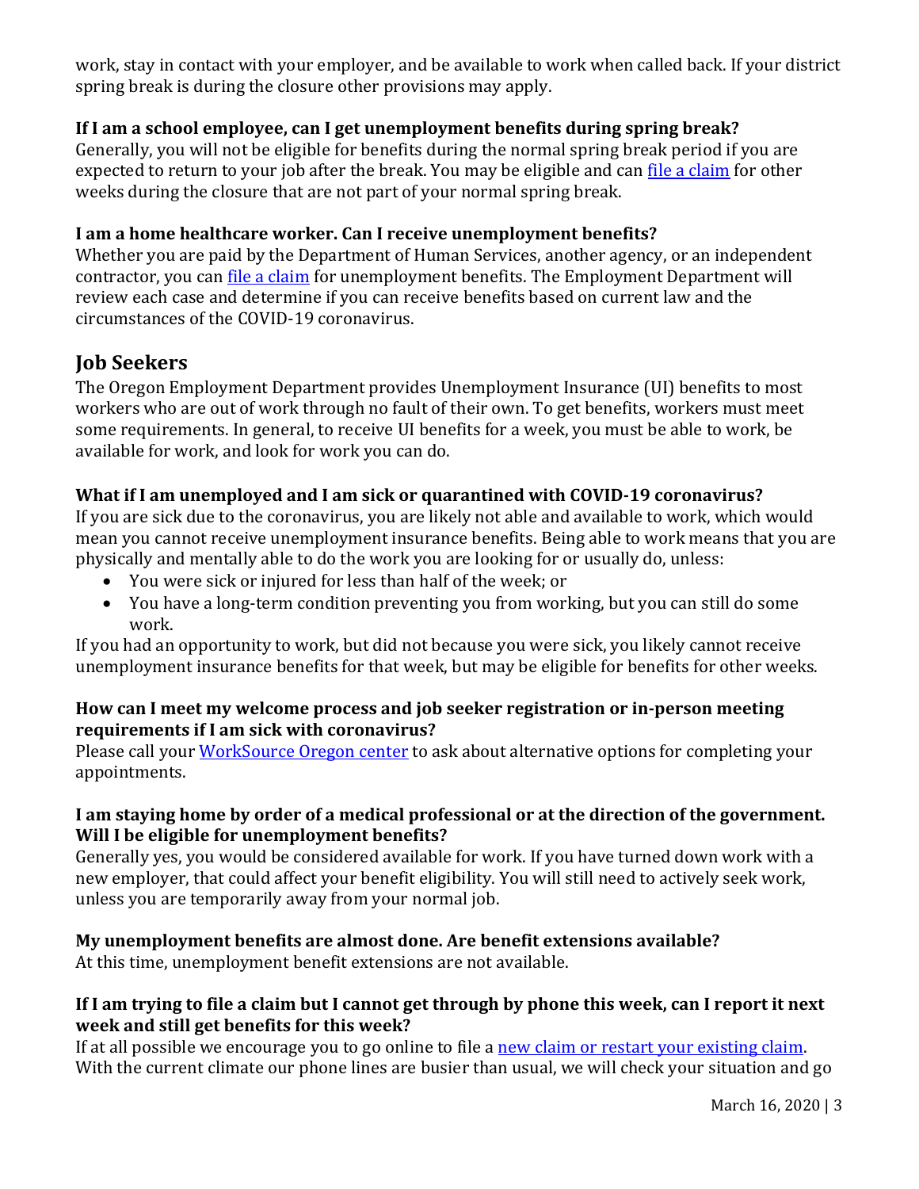work, stay in contact with your employer, and be available to work when called back. If your district spring break is during the closure other provisions may apply.

**If I am a school employee, can I get unemployment benefits during spring break?**
Generally, you will not be eligible for benefits during the normal spring break period if you are expected to return to your job after the break. You may be eligible and can file a claim for other weeks during the closure that are not part of your normal spring break.

**I am a home healthcare worker. Can I receive unemployment benefits?**
Whether you are paid by the Department of Human Services, another agency, or an independent contractor, you can file a claim for unemployment benefits. The Employment Department will review each case and determine if you can receive benefits based on current law and the circumstances of the COVID-19 coronavirus.

## Job Seekers

The Oregon Employment Department provides Unemployment Insurance (UI) benefits to most workers who are out of work through no fault of their own. To get benefits, workers must meet some requirements. In general, to receive UI benefits for a week, you must be able to work, be available for work, and look for work you can do.

**What if I am unemployed and I am sick or quarantined with COVID-19 coronavirus?**
If you are sick due to the coronavirus, you are likely not able and available to work, which would mean you cannot receive unemployment insurance benefits. Being able to work means that you are physically and mentally able to do the work you are looking for or usually do, unless:

- You were sick or injured for less than half of the week; or
- You have a long-term condition preventing you from working, but you can still do some work.

If you had an opportunity to work, but did not because you were sick, you likely cannot receive unemployment insurance benefits for that week, but may be eligible for benefits for other weeks.

**How can I meet my welcome process and job seeker registration or in-person meeting requirements if I am sick with coronavirus?**
Please call your WorkSource Oregon center to ask about alternative options for completing your appointments.

**I am staying home by order of a medical professional or at the direction of the government. Will I be eligible for unemployment benefits?**
Generally yes, you would be considered available for work. If you have turned down work with a new employer, that could affect your benefit eligibility. You will still need to actively seek work, unless you are temporarily away from your normal job.

**My unemployment benefits are almost done. Are benefit extensions available?**
At this time, unemployment benefit extensions are not available.

**If I am trying to file a claim but I cannot get through by phone this week, can I report it next week and still get benefits for this week?**
If at all possible we encourage you to go online to file a new claim or restart your existing claim. With the current climate our phone lines are busier than usual, we will check your situation and go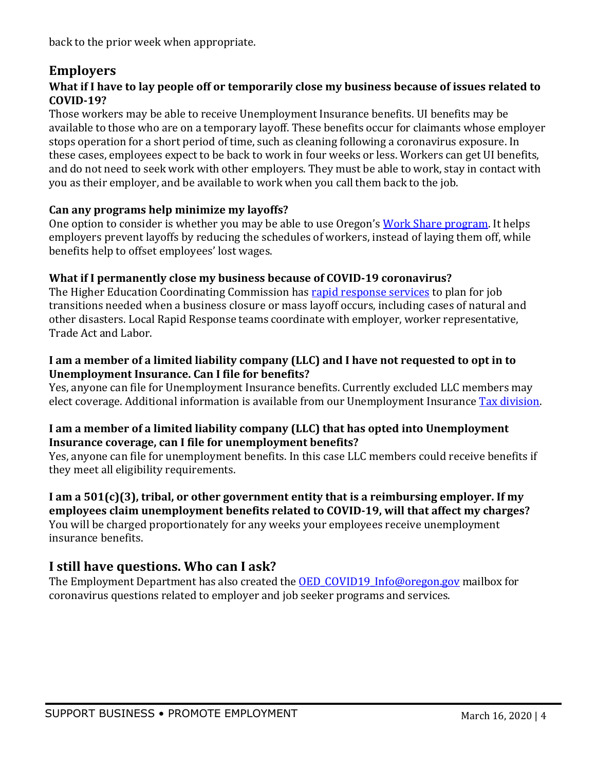back to the prior week when appropriate.

## Employers

### What if I have to lay people off or temporarily close my business because of issues related to COVID-19?

Those workers may be able to receive Unemployment Insurance benefits. UI benefits may be available to those who are on a temporary layoff. These benefits occur for claimants whose employer stops operation for a short period of time, such as cleaning following a coronavirus exposure. In these cases, employees expect to be back to work in four weeks or less. Workers can get UI benefits, and do not need to seek work with other employers. They must be able to work, stay in contact with you as their employer, and be available to work when you call them back to the job.

### Can any programs help minimize my layoffs?

One option to consider is whether you may be able to use Oregon's Work Share program. It helps employers prevent layoffs by reducing the schedules of workers, instead of laying them off, while benefits help to offset employees' lost wages.

### What if I permanently close my business because of COVID-19 coronavirus?

The Higher Education Coordinating Commission has rapid response services to plan for job transitions needed when a business closure or mass layoff occurs, including cases of natural and other disasters. Local Rapid Response teams coordinate with employer, worker representative, Trade Act and Labor.

### I am a member of a limited liability company (LLC) and I have not requested to opt in to Unemployment Insurance. Can I file for benefits?

Yes, anyone can file for Unemployment Insurance benefits. Currently excluded LLC members may elect coverage. Additional information is available from our Unemployment Insurance Tax division.

### I am a member of a limited liability company (LLC) that has opted into Unemployment Insurance coverage, can I file for unemployment benefits?

Yes, anyone can file for unemployment benefits. In this case LLC members could receive benefits if they meet all eligibility requirements.

### I am a 501(c)(3), tribal, or other government entity that is a reimbursing employer. If my employees claim unemployment benefits related to COVID-19, will that affect my charges?

You will be charged proportionately for any weeks your employees receive unemployment insurance benefits.

## I still have questions. Who can I ask?

The Employment Department has also created the OED_COVID19_Info@oregon.gov mailbox for coronavirus questions related to employer and job seeker programs and services.